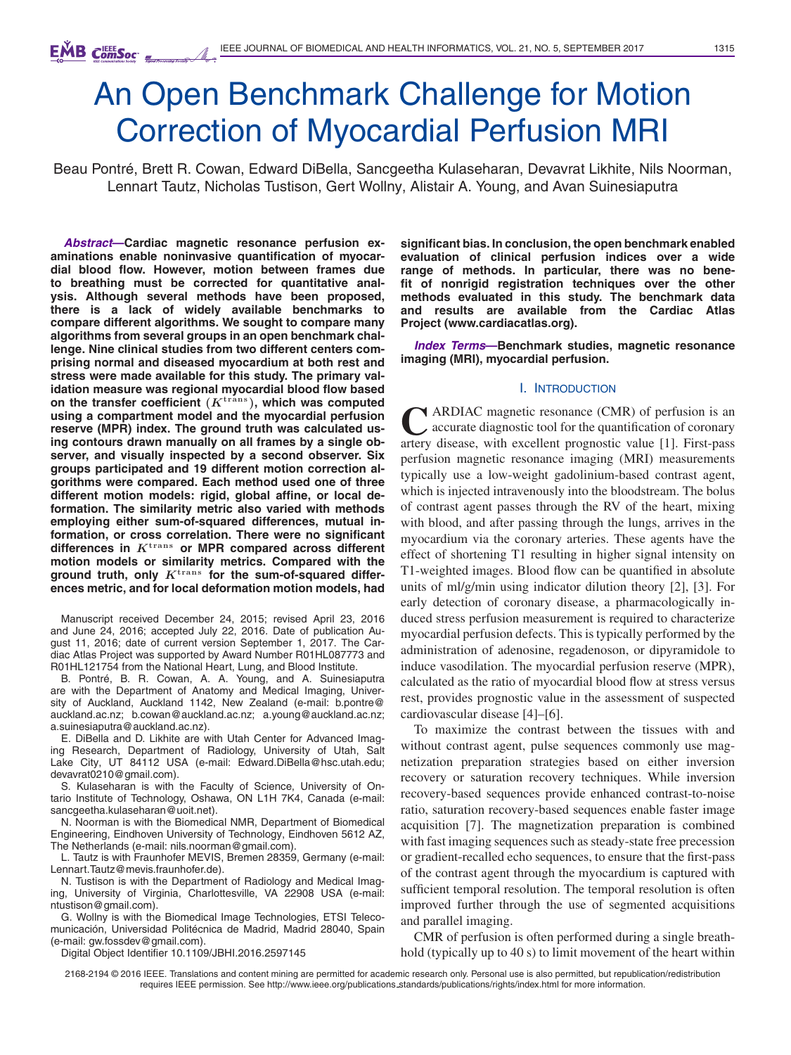# An Open Benchmark Challenge for Motion Correction of Myocardial Perfusion MRI

Beau Pontré, Brett R. Cowan, Edward DiBella, Sancgeetha Kulaseharan, Devavrat Likhite, Nils Noorman, Lennart Tautz, Nicholas Tustison, Gert Wollny, Alistair A. Young, and Avan Suinesiaputra

***Abstract*—Cardiac magnetic resonance perfusion examinations enable noninvasive quantification of myocardial blood flow. However, motion between frames due to breathing must be corrected for quantitative analysis. Although several methods have been proposed, there is a lack of widely available benchmarks to compare different algorithms. We sought to compare many algorithms from several groups in an open benchmark challenge. Nine clinical studies from two different centers comprising normal and diseased myocardium at both rest and stress were made available for this study. The primary validation measure was regional myocardial blood flow based on the transfer coefficient ($K^{\text{trans}}$), which was computed using a compartment model and the myocardial perfusion reserve (MPR) index. The ground truth was calculated using contours drawn manually on all frames by a single observer, and visually inspected by a second observer. Six groups participated and 19 different motion correction algorithms were compared. Each method used one of three different motion models: rigid, global affine, or local deformation. The similarity metric also varied with methods employing either sum-of-squared differences, mutual information, or cross correlation. There were no significant differences in $K^{\text{trans}}$ or MPR compared across different motion models or similarity metrics. Compared with the ground truth, only $K^{\text{trans}}$ for the sum-of-squared differences metric, and for local deformation motion models, had significant bias. In conclusion, the open benchmark enabled evaluation of clinical perfusion indices over a wide range of methods. In particular, there was no benefit of nonrigid registration techniques over the other methods evaluated in this study. The benchmark data and results are available from the Cardiac Atlas Project (www.cardiacatlas.org).**

***Index Terms*—Benchmark studies, magnetic resonance imaging (MRI), myocardial perfusion.**

Manuscript received December 24, 2015; revised April 23, 2016 and June 24, 2016; accepted July 22, 2016. Date of publication August 11, 2016; date of current version September 1, 2017. The Cardiac Atlas Project was supported by Award Number R01HL087773 and R01HL121754 from the National Heart, Lung, and Blood Institute.

B. Pontré, B. R. Cowan, A. A. Young, and A. Suinesiaputra are with the Department of Anatomy and Medical Imaging, University of Auckland, Auckland 1142, New Zealand (e-mail: b.pontre@auckland.ac.nz; b.cowan@auckland.ac.nz; a.young@auckland.ac.nz; a.suinesiaputra@auckland.ac.nz).

E. DiBella and D. Likhite are with Utah Center for Advanced Imaging Research, Department of Radiology, University of Utah, Salt Lake City, UT 84112 USA (e-mail: Edward.DiBella@hsc.utah.edu; devavrat0210@gmail.com).

S. Kulaseharan is with the Faculty of Science, University of Ontario Institute of Technology, Oshawa, ON L1H 7K4, Canada (e-mail: sancgeetha.kulaseharan@uoit.net).

N. Noorman is with the Biomedical NMR, Department of Biomedical Engineering, Eindhoven University of Technology, Eindhoven 5612 AZ, The Netherlands (e-mail: nils.noorman@gmail.com).

L. Tautz is with Fraunhofer MEVIS, Bremen 28359, Germany (e-mail: Lennart.Tautz@mevis.fraunhofer.de).

N. Tustison is with the Department of Radiology and Medical Imaging, University of Virginia, Charlottesville, VA 22908 USA (e-mail: ntustison@gmail.com).

G. Wollny is with the Biomedical Image Technologies, ETSI Telecomunicación, Universidad Politécnica de Madrid, Madrid 28040, Spain (e-mail: gw.fossdev@gmail.com).

Digital Object Identifier 10.1109/JBHI.2016.2597145

## I. Introduction

Cardiac magnetic resonance (CMR) of perfusion is an accurate diagnostic tool for the quantification of coronary artery disease, with excellent prognostic value [1]. First-pass perfusion magnetic resonance imaging (MRI) measurements typically use a low-weight gadolinium-based contrast agent, which is injected intravenously into the bloodstream. The bolus of contrast agent passes through the RV of the heart, mixing with blood, and after passing through the lungs, arrives in the myocardium via the coronary arteries. These agents have the effect of shortening T1 resulting in higher signal intensity on T1-weighted images. Blood flow can be quantified in absolute units of ml/g/min using indicator dilution theory [2], [3]. For early detection of coronary disease, a pharmacologically induced stress perfusion measurement is required to characterize myocardial perfusion defects. This is typically performed by the administration of adenosine, regadenoson, or dipyramidole to induce vasodilation. The myocardial perfusion reserve (MPR), calculated as the ratio of myocardial blood flow at stress versus rest, provides prognostic value in the assessment of suspected cardiovascular disease [4]–[6].

To maximize the contrast between the tissues with and without contrast agent, pulse sequences commonly use magnetization preparation strategies based on either inversion recovery or saturation recovery techniques. While inversion recovery-based sequences provide enhanced contrast-to-noise ratio, saturation recovery-based sequences enable faster image acquisition [7]. The magnetization preparation is combined with fast imaging sequences such as steady-state free precession or gradient-recalled echo sequences, to ensure that the first-pass of the contrast agent through the myocardium is captured with sufficient temporal resolution. The temporal resolution is often improved further through the use of segmented acquisitions and parallel imaging.

CMR of perfusion is often performed during a single breath-hold (typically up to 40 s) to limit movement of the heart within

2168-2194 © 2016 IEEE. Translations and content mining are permitted for academic research only. Personal use is also permitted, but republication/redistribution requires IEEE permission. See http://www.ieee.org/publications_standards/publications/rights/index.html for more information.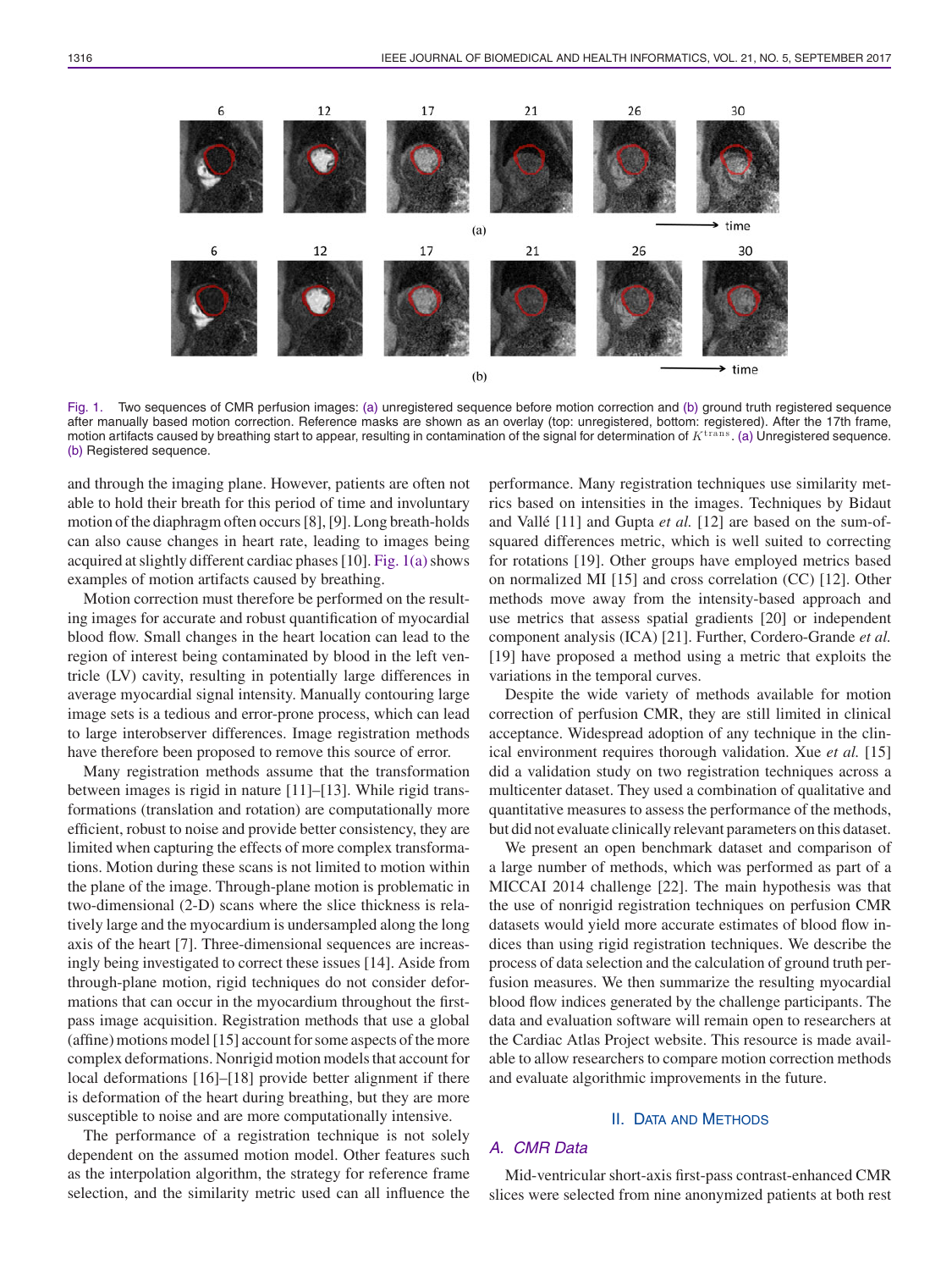Fig. 1. Two sequences of CMR perfusion images: (a) unregistered sequence before motion correction and (b) ground truth registered sequence after manually based motion correction. Reference masks are shown as an overlay (top: unregistered, bottom: registered). After the 17th frame, motion artifacts caused by breathing start to appear, resulting in contamination of the signal for determination of $K^{\text{trans}}$. (a) Unregistered sequence. (b) Registered sequence.

and through the imaging plane. However, patients are often not able to hold their breath for this period of time and involuntary motion of the diaphragm often occurs [8], [9]. Long breath-holds can also cause changes in heart rate, leading to images being acquired at slightly different cardiac phases [10]. Fig. 1(a) shows examples of motion artifacts caused by breathing.

Motion correction must therefore be performed on the resulting images for accurate and robust quantification of myocardial blood flow. Small changes in the heart location can lead to the region of interest being contaminated by blood in the left ventricle (LV) cavity, resulting in potentially large differences in average myocardial signal intensity. Manually contouring large image sets is a tedious and error-prone process, which can lead to large interobserver differences. Image registration methods have therefore been proposed to remove this source of error.

Many registration methods assume that the transformation between images is rigid in nature [11]–[13]. While rigid transformations (translation and rotation) are computationally more efficient, robust to noise and provide better consistency, they are limited when capturing the effects of more complex transformations. Motion during these scans is not limited to motion within the plane of the image. Through-plane motion is problematic in two-dimensional (2-D) scans where the slice thickness is relatively large and the myocardium is undersampled along the long axis of the heart [7]. Three-dimensional sequences are increasingly being investigated to correct these issues [14]. Aside from through-plane motion, rigid techniques do not consider deformations that can occur in the myocardium throughout the first-pass image acquisition. Registration methods that use a global (affine) motions model [15] account for some aspects of the more complex deformations. Nonrigid motion models that account for local deformations [16]–[18] provide better alignment if there is deformation of the heart during breathing, but they are more susceptible to noise and are more computationally intensive.

The performance of a registration technique is not solely dependent on the assumed motion model. Other features such as the interpolation algorithm, the strategy for reference frame selection, and the similarity metric used can all influence the performance. Many registration techniques use similarity metrics based on intensities in the images. Techniques by Bidaut and Vallé [11] and Gupta *et al.* [12] are based on the sum-of-squared differences metric, which is well suited to correcting for rotations [19]. Other groups have employed metrics based on normalized MI [15] and cross correlation (CC) [12]. Other methods move away from the intensity-based approach and use metrics that assess spatial gradients [20] or independent component analysis (ICA) [21]. Further, Cordero-Grande *et al.* [19] have proposed a method using a metric that exploits the variations in the temporal curves.

Despite the wide variety of methods available for motion correction of perfusion CMR, they are still limited in clinical acceptance. Widespread adoption of any technique in the clinical environment requires thorough validation. Xue *et al.* [15] did a validation study on two registration techniques across a multicenter dataset. They used a combination of qualitative and quantitative measures to assess the performance of the methods, but did not evaluate clinically relevant parameters on this dataset.

We present an open benchmark dataset and comparison of a large number of methods, which was performed as part of a MICCAI 2014 challenge [22]. The main hypothesis was that the use of nonrigid registration techniques on perfusion CMR datasets would yield more accurate estimates of blood flow indices than using rigid registration techniques. We describe the process of data selection and the calculation of ground truth perfusion measures. We then summarize the resulting myocardial blood flow indices generated by the challenge participants. The data and evaluation software will remain open to researchers at the Cardiac Atlas Project website. This resource is made available to allow researchers to compare motion correction methods and evaluate algorithmic improvements in the future.

## II. Data and Methods

### A. CMR Data

Mid-ventricular short-axis first-pass contrast-enhanced CMR slices were selected from nine anonymized patients at both rest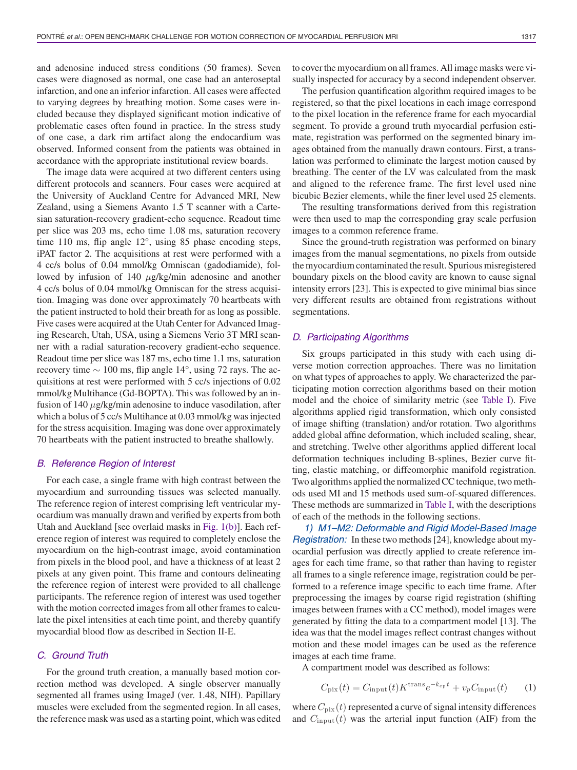and adenosine induced stress conditions (50 frames). Seven cases were diagnosed as normal, one case had an anteroseptal infarction, and one an inferior infarction. All cases were affected to varying degrees by breathing motion. Some cases were included because they displayed significant motion indicative of problematic cases often found in practice. In the stress study of one case, a dark rim artifact along the endocardium was observed. Informed consent from the patients was obtained in accordance with the appropriate institutional review boards.

The image data were acquired at two different centers using different protocols and scanners. Four cases were acquired at the University of Auckland Centre for Advanced MRI, New Zealand, using a Siemens Avanto 1.5 T scanner with a Cartesian saturation-recovery gradient-echo sequence. Readout time per slice was 203 ms, echo time 1.08 ms, saturation recovery time 110 ms, flip angle 12°, using 85 phase encoding steps, iPAT factor 2. The acquisitions at rest were performed with a 4 cc/s bolus of 0.04 mmol/kg Omniscan (gadodiamide), followed by infusion of 140 $\mu$g/kg/min adenosine and another 4 cc/s bolus of 0.04 mmol/kg Omniscan for the stress acquisition. Imaging was done over approximately 70 heartbeats with the patient instructed to hold their breath for as long as possible. Five cases were acquired at the Utah Center for Advanced Imaging Research, Utah, USA, using a Siemens Verio 3T MRI scanner with a radial saturation-recovery gradient-echo sequence. Readout time per slice was 187 ms, echo time 1.1 ms, saturation recovery time $\sim$ 100 ms, flip angle 14°, using 72 rays. The acquisitions at rest were performed with 5 cc/s injections of 0.02 mmol/kg Multihance (Gd-BOPTA). This was followed by an infusion of 140 $\mu$g/kg/min adenosine to induce vasodilation, after which a bolus of 5 cc/s Multihance at 0.03 mmol/kg was injected for the stress acquisition. Imaging was done over approximately 70 heartbeats with the patient instructed to breathe shallowly.

### B. Reference Region of Interest

For each case, a single frame with high contrast between the myocardium and surrounding tissues was selected manually. The reference region of interest comprising left ventricular myocardium was manually drawn and verified by experts from both Utah and Auckland [see overlaid masks in Fig. 1(b)]. Each reference region of interest was required to completely enclose the myocardium on the high-contrast image, avoid contamination from pixels in the blood pool, and have a thickness of at least 2 pixels at any given point. This frame and contours delineating the reference region of interest were provided to all challenge participants. The reference region of interest was used together with the motion corrected images from all other frames to calculate the pixel intensities at each time point, and thereby quantify myocardial blood flow as described in Section II-E.

### C. Ground Truth

For the ground truth creation, a manually based motion correction method was developed. A single observer manually segmented all frames using ImageJ (ver. 1.48, NIH). Papillary muscles were excluded from the segmented region. In all cases, the reference mask was used as a starting point, which was edited to cover the myocardium on all frames. All image masks were visually inspected for accuracy by a second independent observer.

The perfusion quantification algorithm required images to be registered, so that the pixel locations in each image correspond to the pixel location in the reference frame for each myocardial segment. To provide a ground truth myocardial perfusion estimate, registration was performed on the segmented binary images obtained from the manually drawn contours. First, a translation was performed to eliminate the largest motion caused by breathing. The center of the LV was calculated from the mask and aligned to the reference frame. The first level used nine bicubic Bezier elements, while the finer level used 25 elements.

The resulting transformations derived from this registration were then used to map the corresponding gray scale perfusion images to a common reference frame.

Since the ground-truth registration was performed on binary images from the manual segmentations, no pixels from outside the myocardium contaminated the result. Spurious misregistered boundary pixels on the blood cavity are known to cause signal intensity errors [23]. This is expected to give minimal bias since very different results are obtained from registrations without segmentations.

### D. Participating Algorithms

Six groups participated in this study with each using diverse motion correction approaches. There was no limitation on what types of approaches to apply. We characterized the participating motion correction algorithms based on their motion model and the choice of similarity metric (see Table I). Five algorithms applied rigid transformation, which only consisted of image shifting (translation) and/or rotation. Two algorithms added global affine deformation, which included scaling, shear, and stretching. Twelve other algorithms applied different local deformation techniques including B-splines, Bezier curve fitting, elastic matching, or diffeomorphic manifold registration. Two algorithms applied the normalized CC technique, two methods used MI and 15 methods used sum-of-squared differences. These methods are summarized in Table I, with the descriptions of each of the methods in the following sections.

*1) M1–M2: Deformable and Rigid Model-Based Image Registration:* In these two methods [24], knowledge about myocardial perfusion was directly applied to create reference images for each time frame, so that rather than having to register all frames to a single reference image, registration could be performed to a reference image specific to each time frame. After preprocessing the images by coarse rigid registration (shifting images between frames with a CC method), model images were generated by fitting the data to a compartment model [13]. The idea was that the model images reflect contrast changes without motion and these model images can be used as the reference images at each time frame.

A compartment model was described as follows:

$$C_{\text{pix}}(t) = C_{\text{input}}(t) K^{\text{trans}} e^{-k_{ep} t} + v_p C_{\text{input}}(t) \qquad (1)$$

where $C_{\text{pix}}(t)$ represented a curve of signal intensity differences and $C_{\text{input}}(t)$ was the arterial input function (AIF) from the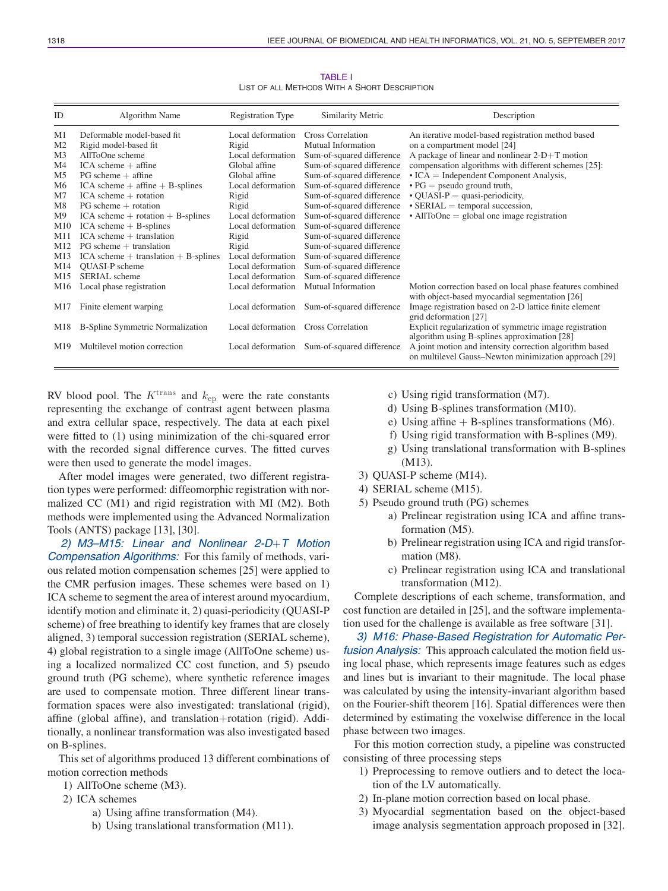TABLE I
LIST OF ALL METHODS WITH A SHORT DESCRIPTION

| ID | Algorithm Name | Registration Type | Similarity Metric | Description |
|---|---|---|---|---|
| M1 | Deformable model-based fit | Local deformation | Cross Correlation | An iterative model-based registration method based on a compartment model [24] |
| M2 | Rigid model-based fit | Rigid | Mutual Information | |
| M3 | AllToOne scheme | Local deformation | Sum-of-squared difference | A package of linear and nonlinear 2-D+T motion compensation algorithms with different schemes [25]: • ICA = Independent Component Analysis, • PG = pseudo ground truth, • QUASI-P = quasi-periodicity, • SERIAL = temporal succession, • AllToOne = global one image registration |
| M4 | ICA scheme + affine | Global affine | Sum-of-squared difference | |
| M5 | PG scheme + affine | Global affine | Sum-of-squared difference | |
| M6 | ICA scheme + affine + B-splines | Local deformation | Sum-of-squared difference | |
| M7 | ICA scheme + rotation | Rigid | Sum-of-squared difference | |
| M8 | PG scheme + rotation | Rigid | Sum-of-squared difference | |
| M9 | ICA scheme + rotation + B-splines | Local deformation | Sum-of-squared difference | |
| M10 | ICA scheme + B-splines | Local deformation | Sum-of-squared difference | |
| M11 | ICA scheme + translation | Rigid | Sum-of-squared difference | |
| M12 | PG scheme + translation | Rigid | Sum-of-squared difference | |
| M13 | ICA scheme + translation + B-splines | Local deformation | Sum-of-squared difference | |
| M14 | QUASI-P scheme | Local deformation | Sum-of-squared difference | |
| M15 | SERIAL scheme | Local deformation | Sum-of-squared difference | |
| M16 | Local phase registration | Local deformation | Mutual Information | Motion correction based on local phase features combined with object-based myocardial segmentation [26] |
| M17 | Finite element warping | Local deformation | Sum-of-squared difference | Image registration based on 2-D lattice finite element grid deformation [27] |
| M18 | B-Spline Symmetric Normalization | Local deformation | Cross Correlation | Explicit regularization of symmetric image registration algorithm using B-splines approximation [28] |
| M19 | Multilevel motion correction | Local deformation | Sum-of-squared difference | A joint motion and intensity correction algorithm based on multilevel Gauss–Newton minimization approach [29] |

RV blood pool. The $K^{\text{trans}}$ and $k_{\text{ep}}$ were the rate constants representing the exchange of contrast agent between plasma and extra cellular space, respectively. The data at each pixel were fitted to (1) using minimization of the chi-squared error with the recorded signal difference curves. The fitted curves were then used to generate the model images.

After model images were generated, two different registration types were performed: diffeomorphic registration with normalized CC (M1) and rigid registration with MI (M2). Both methods were implemented using the Advanced Normalization Tools (ANTS) package [13], [30].

*2) M3–M15: Linear and Nonlinear 2-D+T Motion Compensation Algorithms:* For this family of methods, various related motion compensation schemes [25] were applied to the CMR perfusion images. These schemes were based on 1) ICA scheme to segment the area of interest around myocardium, identify motion and eliminate it, 2) quasi-periodicity (QUASI-P scheme) of free breathing to identify key frames that are closely aligned, 3) temporal succession registration (SERIAL scheme), 4) global registration to a single image (AllToOne scheme) using a localized normalized CC cost function, and 5) pseudo ground truth (PG scheme), where synthetic reference images are used to compensate motion. Three different linear transformation spaces were also investigated: translational (rigid), affine (global affine), and translation+rotation (rigid). Additionally, a nonlinear transformation was also investigated based on B-splines.

This set of algorithms produced 13 different combinations of motion correction methods

1) AllToOne scheme (M3).
2) ICA schemes
   a) Using affine transformation (M4).
   b) Using translational transformation (M11).
   c) Using rigid transformation (M7).
   d) Using B-splines transformation (M10).
   e) Using affine + B-splines transformations (M6).
   f) Using rigid transformation with B-splines (M9).
   g) Using translational transformation with B-splines (M13).
3) QUASI-P scheme (M14).
4) SERIAL scheme (M15).
5) Pseudo ground truth (PG) schemes
   a) Prelinear registration using ICA and affine transformation (M5).
   b) Prelinear registration using ICA and rigid transformation (M8).
   c) Prelinear registration using ICA and translational transformation (M12).

Complete descriptions of each scheme, transformation, and cost function are detailed in [25], and the software implementation used for the challenge is available as free software [31].

*3) M16: Phase-Based Registration for Automatic Perfusion Analysis:* This approach calculated the motion field using local phase, which represents image features such as edges and lines but is invariant to their magnitude. The local phase was calculated by using the intensity-invariant algorithm based on the Fourier-shift theorem [16]. Spatial differences were then determined by estimating the voxelwise difference in the local phase between two images.

For this motion correction study, a pipeline was constructed consisting of three processing steps

1) Preprocessing to remove outliers and to detect the location of the LV automatically.
2) In-plane motion correction based on local phase.
3) Myocardial segmentation based on the object-based image analysis segmentation approach proposed in [32].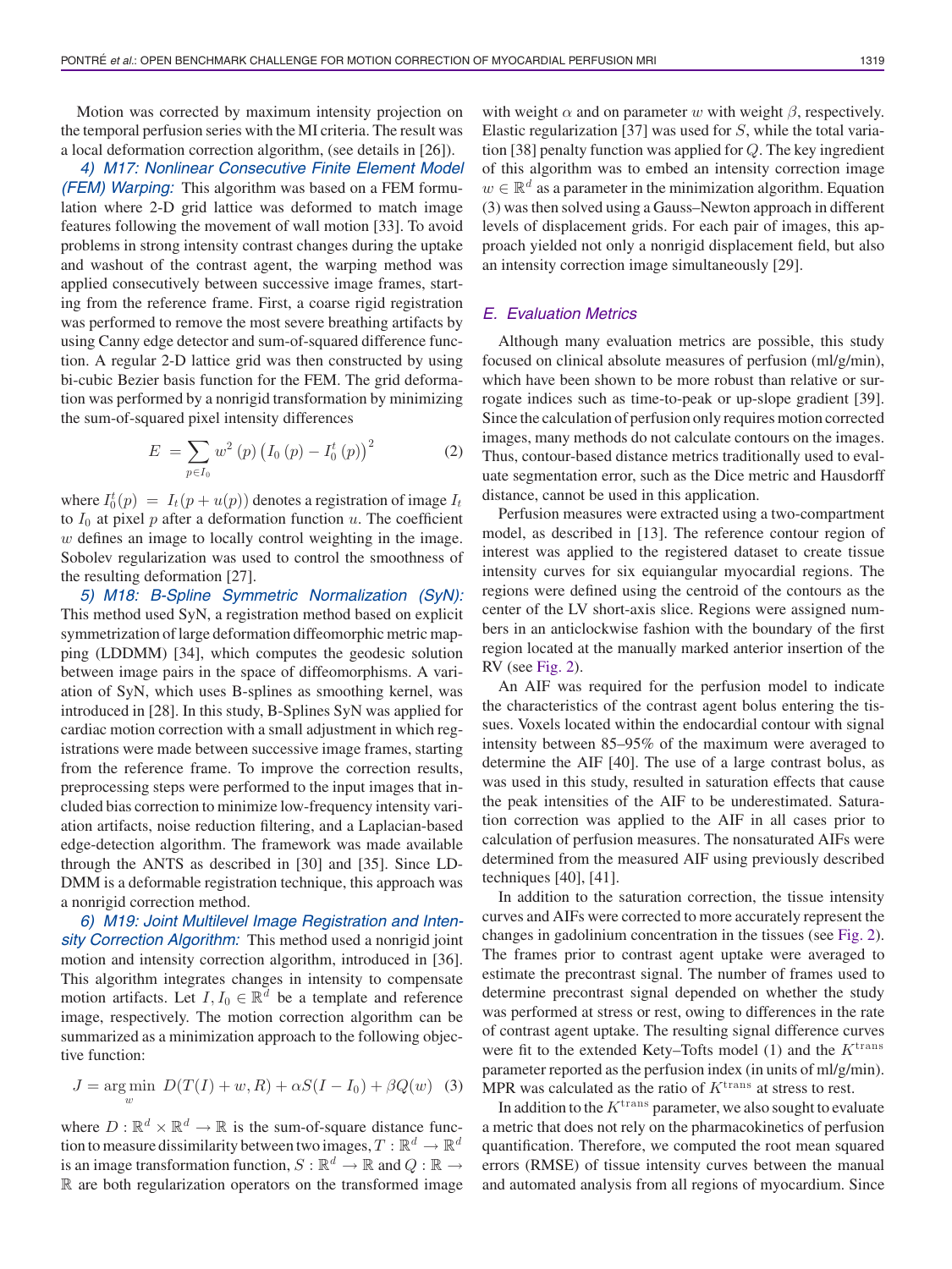Motion was corrected by maximum intensity projection on the temporal perfusion series with the MI criteria. The result was a local deformation correction algorithm, (see details in [26]).

*4) M17: Nonlinear Consecutive Finite Element Model (FEM) Warping:* This algorithm was based on a FEM formulation where 2-D grid lattice was deformed to match image features following the movement of wall motion [33]. To avoid problems in strong intensity contrast changes during the uptake and washout of the contrast agent, the warping method was applied consecutively between successive image frames, starting from the reference frame. First, a coarse rigid registration was performed to remove the most severe breathing artifacts by using Canny edge detector and sum-of-squared difference function. A regular 2-D lattice grid was then constructed by using bi-cubic Bezier basis function for the FEM. The grid deformation was performed by a nonrigid transformation by minimizing the sum-of-squared pixel intensity differences

$$E = \sum_{p \in I_0} w^2(p) \left( I_0(p) - I_0^t(p) \right)^2 \tag{2}$$

where $I_0^t(p) = I_t(p + u(p))$ denotes a registration of image $I_t$ to $I_0$ at pixel $p$ after a deformation function $u$. The coefficient $w$ defines an image to locally control weighting in the image. Sobolev regularization was used to control the smoothness of the resulting deformation [27].

*5) M18: B-Spline Symmetric Normalization (SyN):* This method used SyN, a registration method based on explicit symmetrization of large deformation diffeomorphic metric mapping (LDDMM) [34], which computes the geodesic solution between image pairs in the space of diffeomorphisms. A variation of SyN, which uses B-splines as smoothing kernel, was introduced in [28]. In this study, B-Splines SyN was applied for cardiac motion correction with a small adjustment in which registrations were made between successive image frames, starting from the reference frame. To improve the correction results, preprocessing steps were performed to the input images that included bias correction to minimize low-frequency intensity variation artifacts, noise reduction filtering, and a Laplacian-based edge-detection algorithm. The framework was made available through the ANTS as described in [30] and [35]. Since LDDMM is a deformable registration technique, this approach was a nonrigid correction method.

*6) M19: Joint Multilevel Image Registration and Intensity Correction Algorithm:* This method used a nonrigid joint motion and intensity correction algorithm, introduced in [36]. This algorithm integrates changes in intensity to compensate motion artifacts. Let $I, I_0 \in \mathbb{R}^d$ be a template and reference image, respectively. The motion correction algorithm can be summarized as a minimization approach to the following objective function:

$$J = \underset{w}{\arg\min}\; D(T(I) + w, R) + \alpha S(I - I_0) + \beta Q(w) \tag{3}$$

where $D : \mathbb{R}^d \times \mathbb{R}^d \to \mathbb{R}$ is the sum-of-square distance function to measure dissimilarity between two images, $T : \mathbb{R}^d \to \mathbb{R}^d$ is an image transformation function, $S : \mathbb{R}^d \to \mathbb{R}$ and $Q : \mathbb{R} \to \mathbb{R}$ are both regularization operators on the transformed image with weight $\alpha$ and on parameter $w$ with weight $\beta$, respectively. Elastic regularization [37] was used for $S$, while the total variation [38] penalty function was applied for $Q$. The key ingredient of this algorithm was to embed an intensity correction image $w \in \mathbb{R}^d$ as a parameter in the minimization algorithm. Equation (3) was then solved using a Gauss–Newton approach in different levels of displacement grids. For each pair of images, this approach yielded not only a nonrigid displacement field, but also an intensity correction image simultaneously [29].

### *E. Evaluation Metrics*

Although many evaluation metrics are possible, this study focused on clinical absolute measures of perfusion (ml/g/min), which have been shown to be more robust than relative or surrogate indices such as time-to-peak or up-slope gradient [39]. Since the calculation of perfusion only requires motion corrected images, many methods do not calculate contours on the images. Thus, contour-based distance metrics traditionally used to evaluate segmentation error, such as the Dice metric and Hausdorff distance, cannot be used in this application.

Perfusion measures were extracted using a two-compartment model, as described in [13]. The reference contour region of interest was applied to the registered dataset to create tissue intensity curves for six equiangular myocardial regions. The regions were defined using the centroid of the contours as the center of the LV short-axis slice. Regions were assigned numbers in an anticlockwise fashion with the boundary of the first region located at the manually marked anterior insertion of the RV (see Fig. 2).

An AIF was required for the perfusion model to indicate the characteristics of the contrast agent bolus entering the tissues. Voxels located within the endocardial contour with signal intensity between 85–95% of the maximum were averaged to determine the AIF [40]. The use of a large contrast bolus, as was used in this study, resulted in saturation effects that cause the peak intensities of the AIF to be underestimated. Saturation correction was applied to the AIF in all cases prior to calculation of perfusion measures. The nonsaturated AIFs were determined from the measured AIF using previously described techniques [40], [41].

In addition to the saturation correction, the tissue intensity curves and AIFs were corrected to more accurately represent the changes in gadolinium concentration in the tissues (see Fig. 2). The frames prior to contrast agent uptake were averaged to estimate the precontrast signal. The number of frames used to determine precontrast signal depended on whether the study was performed at stress or rest, owing to differences in the rate of contrast agent uptake. The resulting signal difference curves were fit to the extended Kety–Tofts model (1) and the $K^{\text{trans}}$ parameter reported as the perfusion index (in units of ml/g/min). MPR was calculated as the ratio of $K^{\text{trans}}$ at stress to rest.

In addition to the $K^{\text{trans}}$ parameter, we also sought to evaluate a metric that does not rely on the pharmacokinetics of perfusion quantification. Therefore, we computed the root mean squared errors (RMSE) of tissue intensity curves between the manual and automated analysis from all regions of myocardium. Since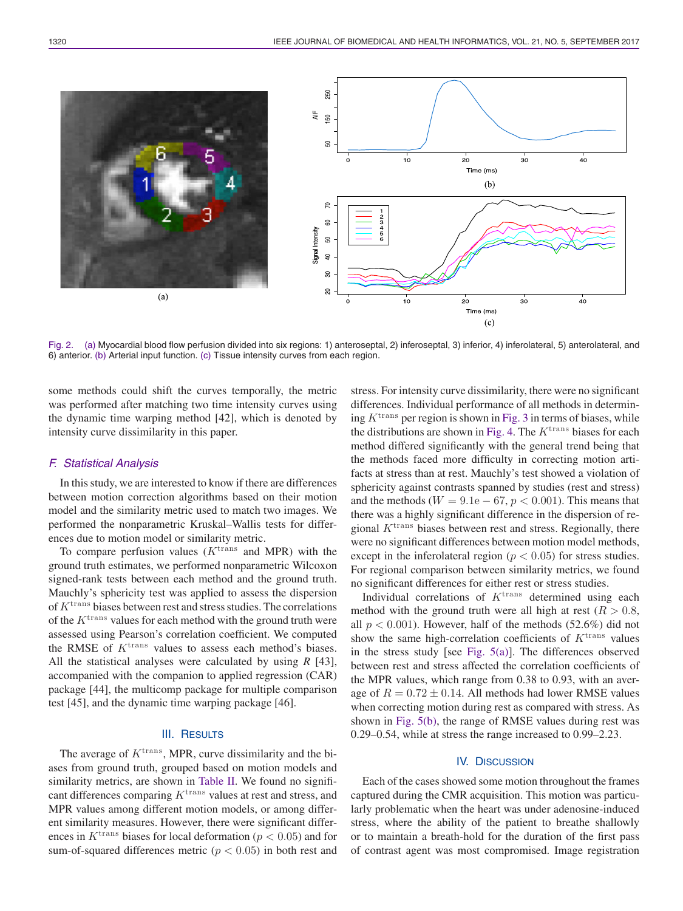Fig. 2. (a) Myocardial blood flow perfusion divided into six regions: 1) anteroseptal, 2) inferoseptal, 3) inferior, 4) inferolateral, 5) anterolateral, and 6) anterior. (b) Arterial input function. (c) Tissue intensity curves from each region.

some methods could shift the curves temporally, the metric was performed after matching two time intensity curves using the dynamic time warping method [42], which is denoted by intensity curve dissimilarity in this paper.

### *F. Statistical Analysis*

In this study, we are interested to know if there are differences between motion correction algorithms based on their motion model and the similarity metric used to match two images. We performed the nonparametric Kruskal–Wallis tests for differences due to motion model or similarity metric.

To compare perfusion values ($K^{\text{trans}}$ and MPR) with the ground truth estimates, we performed nonparametric Wilcoxon signed-rank tests between each method and the ground truth. Mauchly's sphericity test was applied to assess the dispersion of $K^{\text{trans}}$ biases between rest and stress studies. The correlations of the $K^{\text{trans}}$ values for each method with the ground truth were assessed using Pearson's correlation coefficient. We computed the RMSE of $K^{\text{trans}}$ values to assess each method's biases. All the statistical analyses were calculated by using *R* [43], accompanied with the companion to applied regression (CAR) package [44], the multicomp package for multiple comparison test [45], and the dynamic time warping package [46].

## III. Results

The average of $K^{\text{trans}}$, MPR, curve dissimilarity and the biases from ground truth, grouped based on motion models and similarity metrics, are shown in Table II. We found no significant differences comparing $K^{\text{trans}}$ values at rest and stress, and MPR values among different motion models, or among different similarity measures. However, there were significant differences in $K^{\text{trans}}$ biases for local deformation ($p < 0.05$) and for sum-of-squared differences metric ($p < 0.05$) in both rest and stress. For intensity curve dissimilarity, there were no significant differences. Individual performance of all methods in determining $K^{\text{trans}}$ per region is shown in Fig. 3 in terms of biases, while the distributions are shown in Fig. 4. The $K^{\text{trans}}$ biases for each method differed significantly with the general trend being that the methods faced more difficulty in correcting motion artifacts at stress than at rest. Mauchly's test showed a violation of sphericity against contrasts spanned by studies (rest and stress) and the methods ($W = 9.1\text{e}-67$, $p < 0.001$). This means that there was a highly significant difference in the dispersion of regional $K^{\text{trans}}$ biases between rest and stress. Regionally, there were no significant differences between motion model methods, except in the inferolateral region ($p < 0.05$) for stress studies. For regional comparison between similarity metrics, we found no significant differences for either rest or stress studies.

Individual correlations of $K^{\text{trans}}$ determined using each method with the ground truth were all high at rest ($R > 0.8$, all $p < 0.001$). However, half of the methods (52.6%) did not show the same high-correlation coefficients of $K^{\text{trans}}$ values in the stress study [see Fig. 5(a)]. The differences observed between rest and stress affected the correlation coefficients of the MPR values, which range from 0.38 to 0.93, with an average of $R = 0.72 \pm 0.14$. All methods had lower RMSE values when correcting motion during rest as compared with stress. As shown in Fig. 5(b), the range of RMSE values during rest was 0.29–0.54, while at stress the range increased to 0.99–2.23.

## IV. Discussion

Each of the cases showed some motion throughout the frames captured during the CMR acquisition. This motion was particularly problematic when the heart was under adenosine-induced stress, where the ability of the patient to breathe shallowly or to maintain a breath-hold for the duration of the first pass of contrast agent was most compromised. Image registration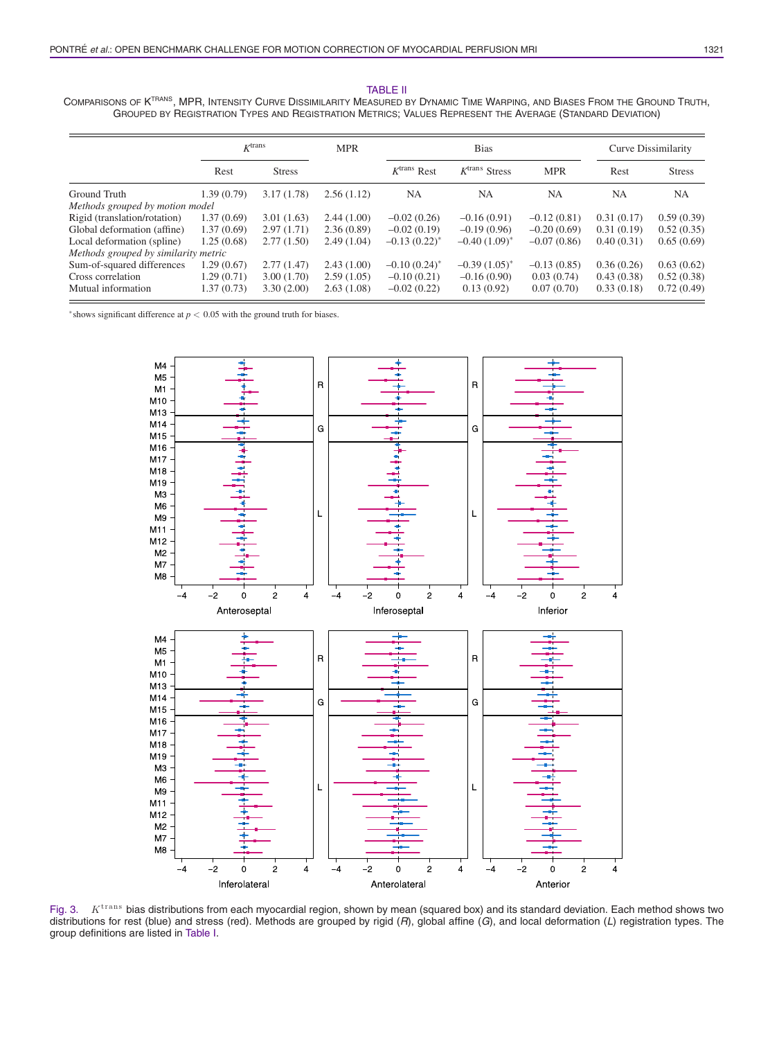TABLE II

COMPARISONS OF $K^{trans}$, MPR, INTENSITY CURVE DISSIMILARITY MEASURED BY DYNAMIC TIME WARPING, AND BIASES FROM THE GROUND TRUTH, GROUPED BY REGISTRATION TYPES AND REGISTRATION METRICS; VALUES REPRESENT THE AVERAGE (STANDARD DEVIATION)

| | $K^{trans}$ | | MPR | Bias | | | Curve Dissimilarity | |
|---|---|---|---|---|---|---|---|---|
| | Rest | Stress | | $K^{trans}$ Rest | $K^{trans}$ Stress | MPR | Rest | Stress |
| Ground Truth | 1.39 (0.79) | 3.17 (1.78) | 2.56 (1.12) | NA | NA | NA | NA | NA |
| *Methods grouped by motion model* | | | | | | | | |
| Rigid (translation/rotation) | 1.37 (0.69) | 3.01 (1.63) | 2.44 (1.00) | –0.02 (0.26) | –0.16 (0.91) | –0.12 (0.81) | 0.31 (0.17) | 0.59 (0.39) |
| Global deformation (affine) | 1.37 (0.69) | 2.97 (1.71) | 2.36 (0.89) | –0.02 (0.19) | –0.19 (0.96) | –0.20 (0.69) | 0.31 (0.19) | 0.52 (0.35) |
| Local deformation (spline) | 1.25 (0.68) | 2.77 (1.50) | 2.49 (1.04) | –0.13 (0.22)* | –0.40 (1.09)* | –0.07 (0.86) | 0.40 (0.31) | 0.65 (0.69) |
| *Methods grouped by similarity metric* | | | | | | | | |
| Sum-of-squared differences | 1.29 (0.67) | 2.77 (1.47) | 2.43 (1.00) | –0.10 (0.24)* | –0.39 (1.05)* | –0.13 (0.85) | 0.36 (0.26) | 0.63 (0.62) |
| Cross correlation | 1.29 (0.71) | 3.00 (1.70) | 2.59 (1.05) | –0.10 (0.21) | –0.16 (0.90) | 0.03 (0.74) | 0.43 (0.38) | 0.52 (0.38) |
| Mutual information | 1.37 (0.73) | 3.30 (2.00) | 2.63 (1.08) | –0.02 (0.22) | 0.13 (0.92) | 0.07 (0.70) | 0.33 (0.18) | 0.72 (0.49) |

*shows significant difference at $p < 0.05$ with the ground truth for biases.

Fig. 3. $K^{trans}$ bias distributions from each myocardial region, shown by mean (squared box) and its standard deviation. Each method shows two distributions for rest (blue) and stress (red). Methods are grouped by rigid (*R*), global affine (*G*), and local deformation (*L*) registration types. The group definitions are listed in Table I.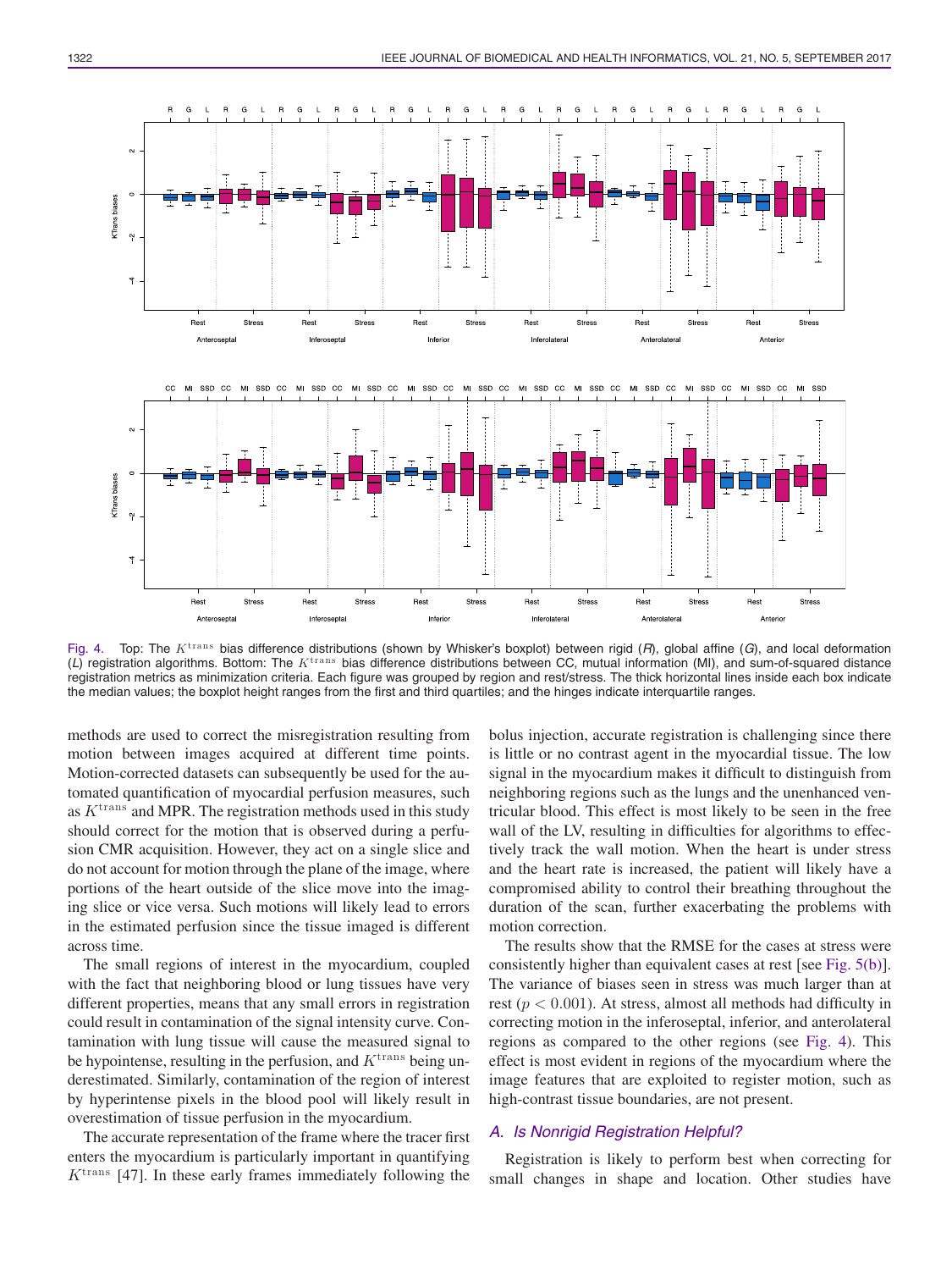Fig. 4. Top: The $K^{\mathrm{trans}}$ bias difference distributions (shown by Whisker's boxplot) between rigid (*R*), global affine (*G*), and local deformation (*L*) registration algorithms. Bottom: The $K^{\mathrm{trans}}$ bias difference distributions between CC, mutual information (MI), and sum-of-squared distance registration metrics as minimization criteria. Each figure was grouped by region and rest/stress. The thick horizontal lines inside each box indicate the median values; the boxplot height ranges from the first and third quartiles; and the hinges indicate interquartile ranges.

methods are used to correct the misregistration resulting from motion between images acquired at different time points. Motion-corrected datasets can subsequently be used for the automated quantification of myocardial perfusion measures, such as $K^{\mathrm{trans}}$ and MPR. The registration methods used in this study should correct for the motion that is observed during a perfusion CMR acquisition. However, they act on a single slice and do not account for motion through the plane of the image, where portions of the heart outside of the slice move into the imaging slice or vice versa. Such motions will likely lead to errors in the estimated perfusion since the tissue imaged is different across time.

The small regions of interest in the myocardium, coupled with the fact that neighboring blood or lung tissues have very different properties, means that any small errors in registration could result in contamination of the signal intensity curve. Contamination with lung tissue will cause the measured signal to be hypointense, resulting in the perfusion, and $K^{\mathrm{trans}}$ being underestimated. Similarly, contamination of the region of interest by hyperintense pixels in the blood pool will likely result in overestimation of tissue perfusion in the myocardium.

The accurate representation of the frame where the tracer first enters the myocardium is particularly important in quantifying $K^{\mathrm{trans}}$ [47]. In these early frames immediately following the bolus injection, accurate registration is challenging since there is little or no contrast agent in the myocardial tissue. The low signal in the myocardium makes it difficult to distinguish from neighboring regions such as the lungs and the unenhanced ventricular blood. This effect is most likely to be seen in the free wall of the LV, resulting in difficulties for algorithms to effectively track the wall motion. When the heart is under stress and the heart rate is increased, the patient will likely have a compromised ability to control their breathing throughout the duration of the scan, further exacerbating the problems with motion correction.

The results show that the RMSE for the cases at stress were consistently higher than equivalent cases at rest [see Fig. 5(b)]. The variance of biases seen in stress was much larger than at rest ($p < 0.001$). At stress, almost all methods had difficulty in correcting motion in the inferoseptal, inferior, and anterolateral regions as compared to the other regions (see Fig. 4). This effect is most evident in regions of the myocardium where the image features that are exploited to register motion, such as high-contrast tissue boundaries, are not present.

### A. Is Nonrigid Registration Helpful?

Registration is likely to perform best when correcting for small changes in shape and location. Other studies have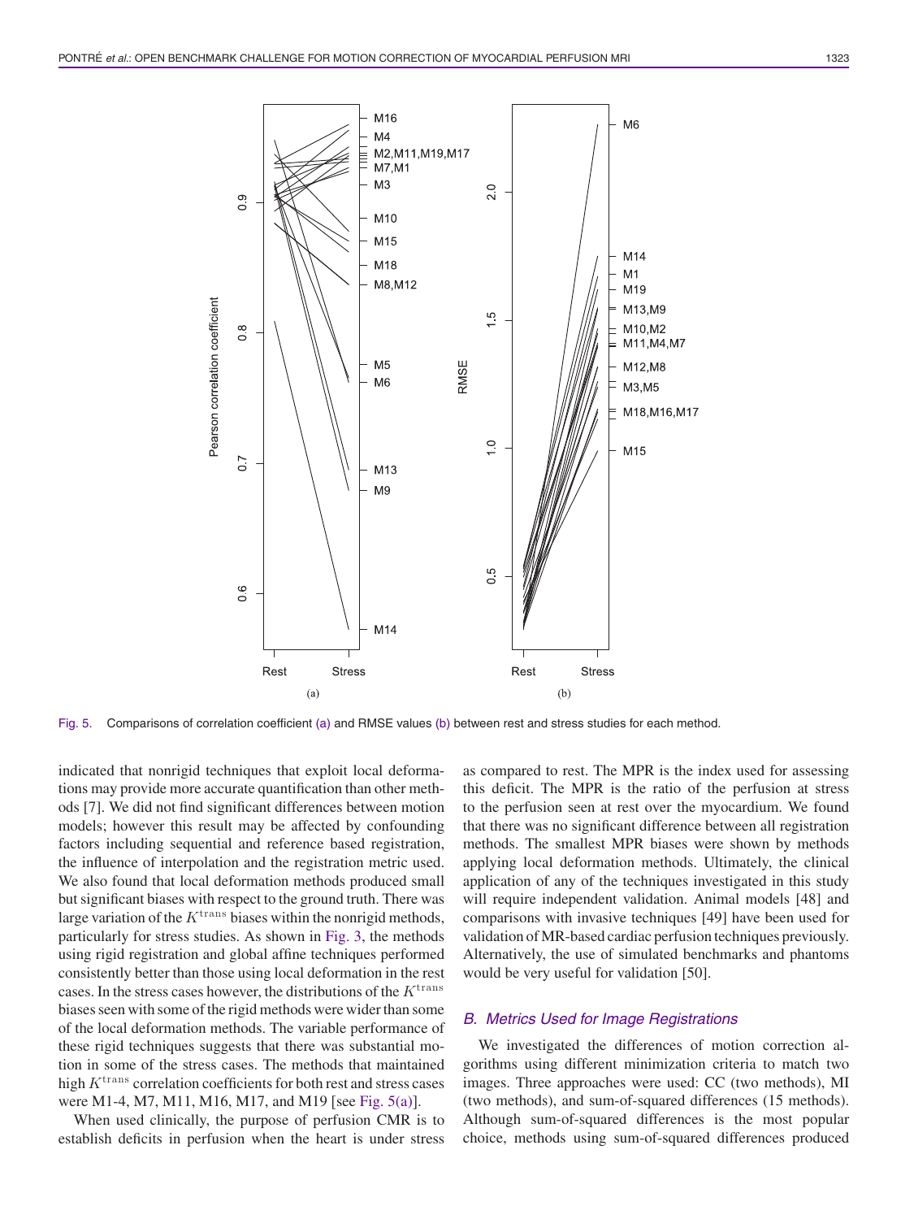Fig. 5. Comparisons of correlation coefficient (a) and RMSE values (b) between rest and stress studies for each method.

indicated that nonrigid techniques that exploit local deformations may provide more accurate quantification than other methods [7]. We did not find significant differences between motion models; however this result may be affected by confounding factors including sequential and reference based registration, the influence of interpolation and the registration metric used. We also found that local deformation methods produced small but significant biases with respect to the ground truth. There was large variation of the $K^{\text{trans}}$ biases within the nonrigid methods, particularly for stress studies. As shown in Fig. 3, the methods using rigid registration and global affine techniques performed consistently better than those using local deformation in the rest cases. In the stress cases however, the distributions of the $K^{\text{trans}}$ biases seen with some of the rigid methods were wider than some of the local deformation methods. The variable performance of these rigid techniques suggests that there was substantial motion in some of the stress cases. The methods that maintained high $K^{\text{trans}}$ correlation coefficients for both rest and stress cases were M1-4, M7, M11, M16, M17, and M19 [see Fig. 5(a)].

When used clinically, the purpose of perfusion CMR is to establish deficits in perfusion when the heart is under stress as compared to rest. The MPR is the index used for assessing this deficit. The MPR is the ratio of the perfusion at stress to the perfusion seen at rest over the myocardium. We found that there was no significant difference between all registration methods. The smallest MPR biases were shown by methods applying local deformation methods. Ultimately, the clinical application of any of the techniques investigated in this study will require independent validation. Animal models [48] and comparisons with invasive techniques [49] have been used for validation of MR-based cardiac perfusion techniques previously. Alternatively, the use of simulated benchmarks and phantoms would be very useful for validation [50].

### *B. Metrics Used for Image Registrations*

We investigated the differences of motion correction algorithms using different minimization criteria to match two images. Three approaches were used: CC (two methods), MI (two methods), and sum-of-squared differences (15 methods). Although sum-of-squared differences is the most popular choice, methods using sum-of-squared differences produced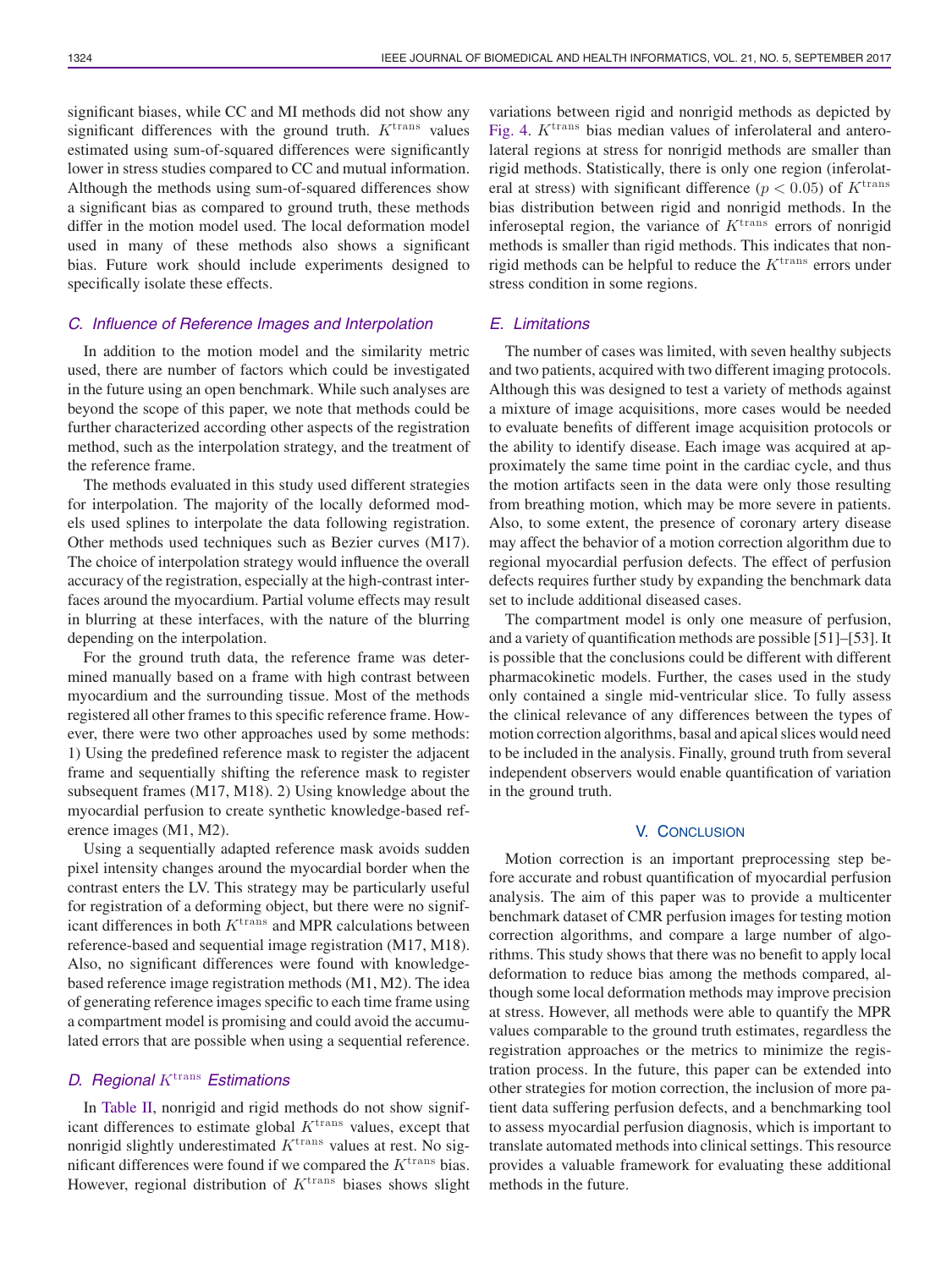significant biases, while CC and MI methods did not show any significant differences with the ground truth. $K^{\text{trans}}$ values estimated using sum-of-squared differences were significantly lower in stress studies compared to CC and mutual information. Although the methods using sum-of-squared differences show a significant bias as compared to ground truth, these methods differ in the motion model used. The local deformation model used in many of these methods also shows a significant bias. Future work should include experiments designed to specifically isolate these effects.

### *C. Influence of Reference Images and Interpolation*

In addition to the motion model and the similarity metric used, there are number of factors which could be investigated in the future using an open benchmark. While such analyses are beyond the scope of this paper, we note that methods could be further characterized according other aspects of the registration method, such as the interpolation strategy, and the treatment of the reference frame.

The methods evaluated in this study used different strategies for interpolation. The majority of the locally deformed models used splines to interpolate the data following registration. Other methods used techniques such as Bezier curves (M17). The choice of interpolation strategy would influence the overall accuracy of the registration, especially at the high-contrast interfaces around the myocardium. Partial volume effects may result in blurring at these interfaces, with the nature of the blurring depending on the interpolation.

For the ground truth data, the reference frame was determined manually based on a frame with high contrast between myocardium and the surrounding tissue. Most of the methods registered all other frames to this specific reference frame. However, there were two other approaches used by some methods: 1) Using the predefined reference mask to register the adjacent frame and sequentially shifting the reference mask to register subsequent frames (M17, M18). 2) Using knowledge about the myocardial perfusion to create synthetic knowledge-based reference images (M1, M2).

Using a sequentially adapted reference mask avoids sudden pixel intensity changes around the myocardial border when the contrast enters the LV. This strategy may be particularly useful for registration of a deforming object, but there were no significant differences in both $K^{\text{trans}}$ and MPR calculations between reference-based and sequential image registration (M17, M18). Also, no significant differences were found with knowledge-based reference image registration methods (M1, M2). The idea of generating reference images specific to each time frame using a compartment model is promising and could avoid the accumulated errors that are possible when using a sequential reference.

### *D. Regional $K^{\text{trans}}$ Estimations*

In Table II, nonrigid and rigid methods do not show significant differences to estimate global $K^{\text{trans}}$ values, except that nonrigid slightly underestimated $K^{\text{trans}}$ values at rest. No significant differences were found if we compared the $K^{\text{trans}}$ bias. However, regional distribution of $K^{\text{trans}}$ biases shows slight variations between rigid and nonrigid methods as depicted by Fig. 4. $K^{\text{trans}}$ bias median values of inferolateral and anterolateral regions at stress for nonrigid methods are smaller than rigid methods. Statistically, there is only one region (inferolateral at stress) with significant difference ($p < 0.05$) of $K^{\text{trans}}$ bias distribution between rigid and nonrigid methods. In the inferoseptal region, the variance of $K^{\text{trans}}$ errors of nonrigid methods is smaller than rigid methods. This indicates that nonrigid methods can be helpful to reduce the $K^{\text{trans}}$ errors under stress condition in some regions.

### *E. Limitations*

The number of cases was limited, with seven healthy subjects and two patients, acquired with two different imaging protocols. Although this was designed to test a variety of methods against a mixture of image acquisitions, more cases would be needed to evaluate benefits of different image acquisition protocols or the ability to identify disease. Each image was acquired at approximately the same time point in the cardiac cycle, and thus the motion artifacts seen in the data were only those resulting from breathing motion, which may be more severe in patients. Also, to some extent, the presence of coronary artery disease may affect the behavior of a motion correction algorithm due to regional myocardial perfusion defects. The effect of perfusion defects requires further study by expanding the benchmark data set to include additional diseased cases.

The compartment model is only one measure of perfusion, and a variety of quantification methods are possible [51]–[53]. It is possible that the conclusions could be different with different pharmacokinetic models. Further, the cases used in the study only contained a single mid-ventricular slice. To fully assess the clinical relevance of any differences between the types of motion correction algorithms, basal and apical slices would need to be included in the analysis. Finally, ground truth from several independent observers would enable quantification of variation in the ground truth.

## V. Conclusion

Motion correction is an important preprocessing step before accurate and robust quantification of myocardial perfusion analysis. The aim of this paper was to provide a multicenter benchmark dataset of CMR perfusion images for testing motion correction algorithms, and compare a large number of algorithms. This study shows that there was no benefit to apply local deformation to reduce bias among the methods compared, although some local deformation methods may improve precision at stress. However, all methods were able to quantify the MPR values comparable to the ground truth estimates, regardless the registration approaches or the metrics to minimize the registration process. In the future, this paper can be extended into other strategies for motion correction, the inclusion of more patient data suffering perfusion defects, and a benchmarking tool to assess myocardial perfusion diagnosis, which is important to translate automated methods into clinical settings. This resource provides a valuable framework for evaluating these additional methods in the future.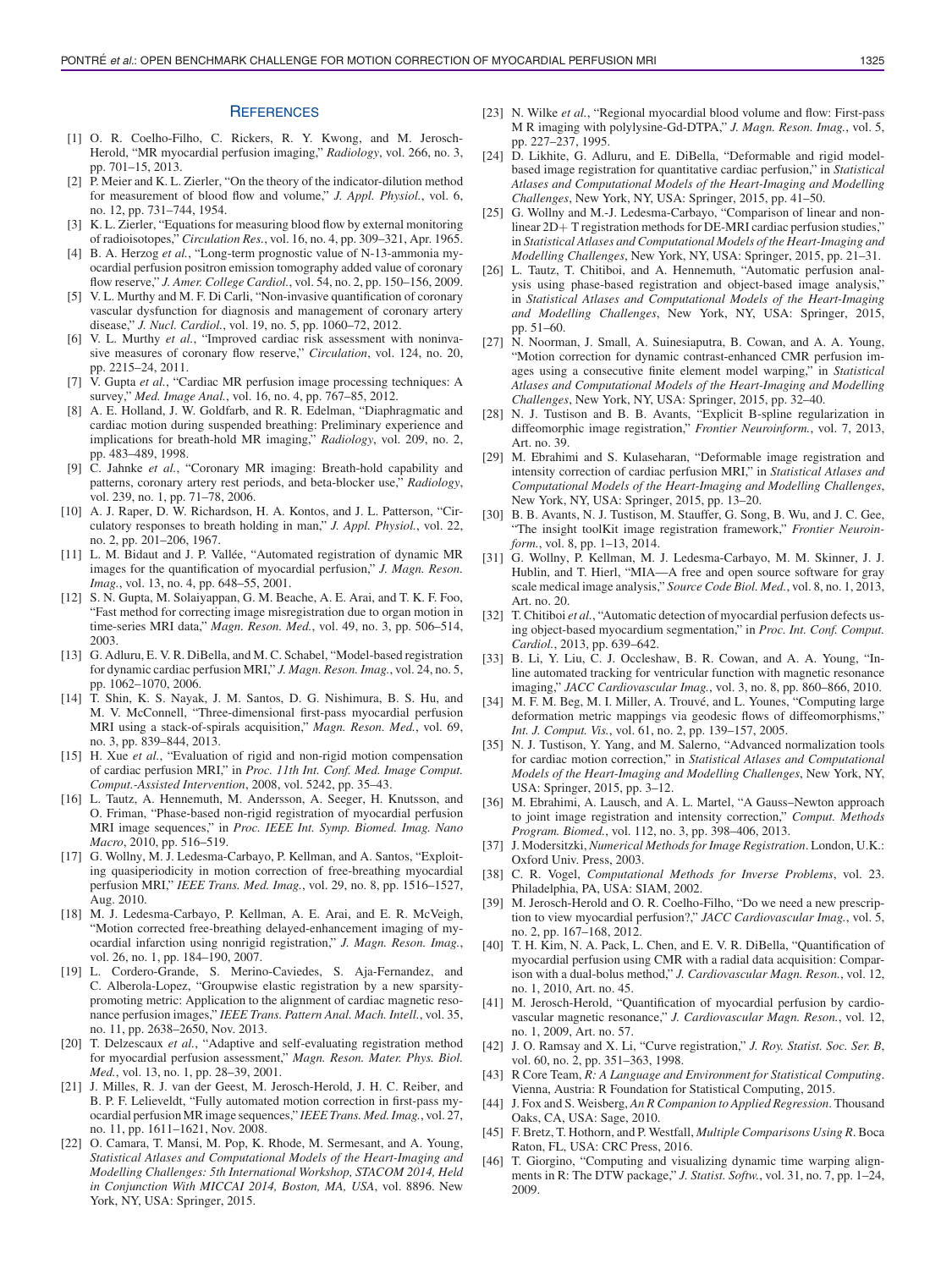## References

[1] O. R. Coelho-Filho, C. Rickers, R. Y. Kwong, and M. Jerosch-Herold, "MR myocardial perfusion imaging," *Radiology*, vol. 266, no. 3, pp. 701–15, 2013.

[2] P. Meier and K. L. Zierler, "On the theory of the indicator-dilution method for measurement of blood flow and volume," *J. Appl. Physiol.*, vol. 6, no. 12, pp. 731–744, 1954.

[3] K. L. Zierler, "Equations for measuring blood flow by external monitoring of radioisotopes," *Circulation Res.*, vol. 16, no. 4, pp. 309–321, Apr. 1965.

[4] B. A. Herzog *et al.*, "Long-term prognostic value of N-13-ammonia myocardial perfusion positron emission tomography added value of coronary flow reserve," *J. Amer. College Cardiol.*, vol. 54, no. 2, pp. 150–156, 2009.

[5] V. L. Murthy and M. F. Di Carli, "Non-invasive quantification of coronary vascular dysfunction for diagnosis and management of coronary artery disease," *J. Nucl. Cardiol.*, vol. 19, no. 5, pp. 1060–72, 2012.

[6] V. L. Murthy *et al.*, "Improved cardiac risk assessment with noninvasive measures of coronary flow reserve," *Circulation*, vol. 124, no. 20, pp. 2215–24, 2011.

[7] V. Gupta *et al.*, "Cardiac MR perfusion image processing techniques: A survey," *Med. Image Anal.*, vol. 16, no. 4, pp. 767–85, 2012.

[8] A. E. Holland, J. W. Goldfarb, and R. R. Edelman, "Diaphragmatic and cardiac motion during suspended breathing: Preliminary experience and implications for breath-hold MR imaging," *Radiology*, vol. 209, no. 2, pp. 483–489, 1998.

[9] C. Jahnke *et al.*, "Coronary MR imaging: Breath-hold capability and patterns, coronary artery rest periods, and beta-blocker use," *Radiology*, vol. 239, no. 1, pp. 71–78, 2006.

[10] A. J. Raper, D. W. Richardson, H. A. Kontos, and J. L. Patterson, "Circulatory responses to breath holding in man," *J. Appl. Physiol.*, vol. 22, no. 2, pp. 201–206, 1967.

[11] L. M. Bidaut and J. P. Vallée, "Automated registration of dynamic MR images for the quantification of myocardial perfusion," *J. Magn. Reson. Imag.*, vol. 13, no. 4, pp. 648–55, 2001.

[12] S. N. Gupta, M. Solaiyappan, G. M. Beache, A. E. Arai, and T. K. F. Foo, "Fast method for correcting image misregistration due to organ motion in time-series MRI data," *Magn. Reson. Med.*, vol. 49, no. 3, pp. 506–514, 2003.

[13] G. Adluru, E. V. R. DiBella, and M. C. Schabel, "Model-based registration for dynamic cardiac perfusion MRI," *J. Magn. Reson. Imag.*, vol. 24, no. 5, pp. 1062–1070, 2006.

[14] T. Shin, K. S. Nayak, J. M. Santos, D. G. Nishimura, B. S. Hu, and M. V. McConnell, "Three-dimensional first-pass myocardial perfusion MRI using a stack-of-spirals acquisition," *Magn. Reson. Med.*, vol. 69, no. 3, pp. 839–844, 2013.

[15] H. Xue *et al.*, "Evaluation of rigid and non-rigid motion compensation of cardiac perfusion MRI," in *Proc. 11th Int. Conf. Med. Image Comput. Comput.-Assisted Intervention*, 2008, vol. 5242, pp. 35–43.

[16] L. Tautz, A. Hennemuth, M. Andersson, A. Seeger, H. Knutsson, and O. Friman, "Phase-based non-rigid registration of myocardial perfusion MRI image sequences," in *Proc. IEEE Int. Symp. Biomed. Imag. Nano Macro*, 2010, pp. 516–519.

[17] G. Wollny, M. J. Ledesma-Carbayo, P. Kellman, and A. Santos, "Exploiting quasiperiodicity in motion correction of free-breathing myocardial perfusion MRI," *IEEE Trans. Med. Imag.*, vol. 29, no. 8, pp. 1516–1527, Aug. 2010.

[18] M. J. Ledesma-Carbayo, P. Kellman, A. E. Arai, and E. R. McVeigh, "Motion corrected free-breathing delayed-enhancement imaging of myocardial infarction using nonrigid registration," *J. Magn. Reson. Imag.*, vol. 26, no. 1, pp. 184–190, 2007.

[19] L. Cordero-Grande, S. Merino-Caviedes, S. Aja-Fernandez, and C. Alberola-Lopez, "Groupwise elastic registration by a new sparsity-promoting metric: Application to the alignment of cardiac magnetic resonance perfusion images," *IEEE Trans. Pattern Anal. Mach. Intell.*, vol. 35, no. 11, pp. 2638–2650, Nov. 2013.

[20] T. Delzescaux *et al.*, "Adaptive and self-evaluating registration method for myocardial perfusion assessment," *Magn. Reson. Mater. Phys. Biol. Med.*, vol. 13, no. 1, pp. 28–39, 2001.

[21] J. Milles, R. J. van der Geest, M. Jerosch-Herold, J. H. C. Reiber, and B. P. F. Lelieveldt, "Fully automated motion correction in first-pass myocardial perfusion MR image sequences," *IEEE Trans. Med. Imag.*, vol. 27, no. 11, pp. 1611–1621, Nov. 2008.

[22] O. Camara, T. Mansi, M. Pop, K. Rhode, M. Sermesant, and A. Young, *Statistical Atlases and Computational Models of the Heart-Imaging and Modelling Challenges: 5th International Workshop, STACOM 2014, Held in Conjunction With MICCAI 2014, Boston, MA, USA*, vol. 8896. New York, NY, USA: Springer, 2015.

[23] N. Wilke *et al.*, "Regional myocardial blood volume and flow: First-pass M R imaging with polylysine-Gd-DTPA," *J. Magn. Reson. Imag.*, vol. 5, pp. 227–237, 1995.

[24] D. Likhite, G. Adluru, and E. DiBella, "Deformable and rigid model-based image registration for quantitative cardiac perfusion," in *Statistical Atlases and Computational Models of the Heart-Imaging and Modelling Challenges*, New York, NY, USA: Springer, 2015, pp. 41–50.

[25] G. Wollny and M.-J. Ledesma-Carbayo, "Comparison of linear and non-linear 2D+ T registration methods for DE-MRI cardiac perfusion studies," in *Statistical Atlases and Computational Models of the Heart-Imaging and Modelling Challenges*, New York, NY, USA: Springer, 2015, pp. 21–31.

[26] L. Tautz, T. Chitiboi, and A. Hennemuth, "Automatic perfusion analysis using phase-based registration and object-based image analysis," in *Statistical Atlases and Computational Models of the Heart-Imaging and Modelling Challenges*, New York, NY, USA: Springer, 2015, pp. 51–60.

[27] N. Noorman, J. Small, A. Suinesiaputra, B. Cowan, and A. A. Young, "Motion correction for dynamic contrast-enhanced CMR perfusion images using a consecutive finite element model warping," in *Statistical Atlases and Computational Models of the Heart-Imaging and Modelling Challenges*, New York, NY, USA: Springer, 2015, pp. 32–40.

[28] N. J. Tustison and B. B. Avants, "Explicit B-spline regularization in diffeomorphic image registration," *Frontier Neuroinform.*, vol. 7, 2013, Art. no. 39.

[29] M. Ebrahimi and S. Kulaseharan, "Deformable image registration and intensity correction of cardiac perfusion MRI," in *Statistical Atlases and Computational Models of the Heart-Imaging and Modelling Challenges*, New York, NY, USA: Springer, 2015, pp. 13–20.

[30] B. B. Avants, N. J. Tustison, M. Stauffer, G. Song, B. Wu, and J. C. Gee, "The insight toolKit image registration framework," *Frontier Neuroinform.*, vol. 8, pp. 1–13, 2014.

[31] G. Wollny, P. Kellman, M. J. Ledesma-Carbayo, M. M. Skinner, J. J. Hublin, and T. Hierl, "MIA—A free and open source software for gray scale medical image analysis," *Source Code Biol. Med.*, vol. 8, no. 1, 2013, Art. no. 20.

[32] T. Chitiboi *et al.*, "Automatic detection of myocardial perfusion defects using object-based myocardium segmentation," in *Proc. Int. Conf. Comput. Cardiol.*, 2013, pp. 639–642.

[33] B. Li, Y. Liu, C. J. Occleshaw, B. R. Cowan, and A. A. Young, "In-line automated tracking for ventricular function with magnetic resonance imaging," *JACC Cardiovascular Imag.*, vol. 3, no. 8, pp. 860–866, 2010.

[34] M. F. M. Beg, M. I. Miller, A. Trouvé, and L. Younes, "Computing large deformation metric mappings via geodesic flows of diffeomorphisms," *Int. J. Comput. Vis.*, vol. 61, no. 2, pp. 139–157, 2005.

[35] N. J. Tustison, Y. Yang, and M. Salerno, "Advanced normalization tools for cardiac motion correction," in *Statistical Atlases and Computational Models of the Heart-Imaging and Modelling Challenges*, New York, NY, USA: Springer, 2015, pp. 3–12.

[36] M. Ebrahimi, A. Lausch, and A. L. Martel, "A Gauss–Newton approach to joint image registration and intensity correction," *Comput. Methods Program. Biomed.*, vol. 112, no. 3, pp. 398–406, 2013.

[37] J. Modersitzki, *Numerical Methods for Image Registration*. London, U.K.: Oxford Univ. Press, 2003.

[38] C. R. Vogel, *Computational Methods for Inverse Problems*, vol. 23. Philadelphia, PA, USA: SIAM, 2002.

[39] M. Jerosch-Herold and O. R. Coelho-Filho, "Do we need a new prescription to view myocardial perfusion?," *JACC Cardiovascular Imag.*, vol. 5, no. 2, pp. 167–168, 2012.

[40] T. H. Kim, N. A. Pack, L. Chen, and E. V. R. DiBella, "Quantification of myocardial perfusion using CMR with a radial data acquisition: Comparison with a dual-bolus method," *J. Cardiovascular Magn. Reson.*, vol. 12, no. 1, 2010, Art. no. 45.

[41] M. Jerosch-Herold, "Quantification of myocardial perfusion by cardiovascular magnetic resonance," *J. Cardiovascular Magn. Reson.*, vol. 12, no. 1, 2009, Art. no. 57.

[42] J. O. Ramsay and X. Li, "Curve registration," *J. Roy. Statist. Soc. Ser. B*, vol. 60, no. 2, pp. 351–363, 1998.

[43] R Core Team, *R: A Language and Environment for Statistical Computing*. Vienna, Austria: R Foundation for Statistical Computing, 2015.

[44] J. Fox and S. Weisberg, *An R Companion to Applied Regression*. Thousand Oaks, CA, USA: Sage, 2010.

[45] F. Bretz, T. Hothorn, and P. Westfall, *Multiple Comparisons Using R*. Boca Raton, FL, USA: CRC Press, 2016.

[46] T. Giorgino, "Computing and visualizing dynamic time warping alignments in R: The DTW package," *J. Statist. Softw.*, vol. 31, no. 7, pp. 1–24, 2009.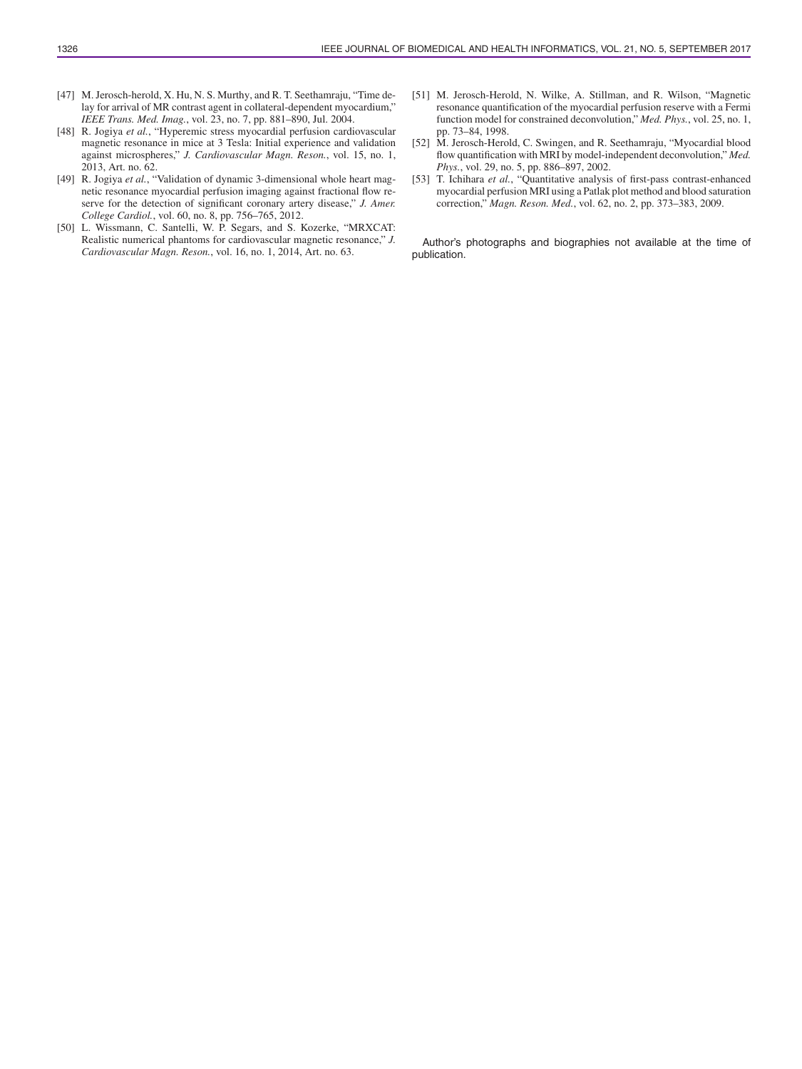[47] M. Jerosch-herold, X. Hu, N. S. Murthy, and R. T. Seethamraju, "Time delay for arrival of MR contrast agent in collateral-dependent myocardium," *IEEE Trans. Med. Imag.*, vol. 23, no. 7, pp. 881–890, Jul. 2004.

[48] R. Jogiya *et al.*, "Hyperemic stress myocardial perfusion cardiovascular magnetic resonance in mice at 3 Tesla: Initial experience and validation against microspheres," *J. Cardiovascular Magn. Reson.*, vol. 15, no. 1, 2013, Art. no. 62.

[49] R. Jogiya *et al.*, "Validation of dynamic 3-dimensional whole heart magnetic resonance myocardial perfusion imaging against fractional flow reserve for the detection of significant coronary artery disease," *J. Amer. College Cardiol.*, vol. 60, no. 8, pp. 756–765, 2012.

[50] L. Wissmann, C. Santelli, W. P. Segars, and S. Kozerke, "MRXCAT: Realistic numerical phantoms for cardiovascular magnetic resonance," *J. Cardiovascular Magn. Reson.*, vol. 16, no. 1, 2014, Art. no. 63.

[51] M. Jerosch-Herold, N. Wilke, A. Stillman, and R. Wilson, "Magnetic resonance quantification of the myocardial perfusion reserve with a Fermi function model for constrained deconvolution," *Med. Phys.*, vol. 25, no. 1, pp. 73–84, 1998.

[52] M. Jerosch-Herold, C. Swingen, and R. Seethamraju, "Myocardial blood flow quantification with MRI by model-independent deconvolution," *Med. Phys.*, vol. 29, no. 5, pp. 886–897, 2002.

[53] T. Ichihara *et al.*, "Quantitative analysis of first-pass contrast-enhanced myocardial perfusion MRI using a Patlak plot method and blood saturation correction," *Magn. Reson. Med.*, vol. 62, no. 2, pp. 373–383, 2009.

Author's photographs and biographies not available at the time of publication.